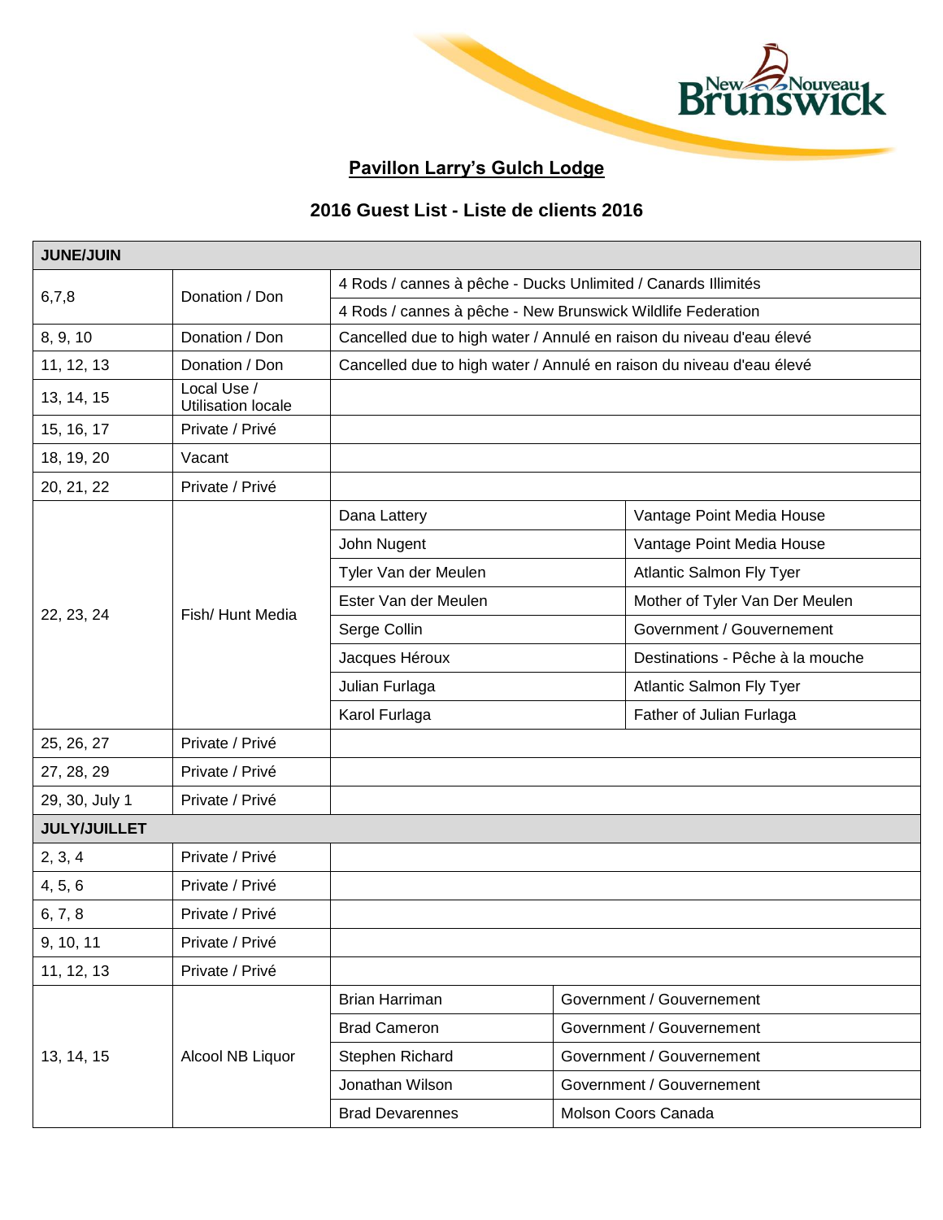## Pavillon Larry's Gulch Lodge

## 2016 Guest List - Liste de clients 2016

| JUNE/JUIN | | | |
|---|---|---|---|
| 6,7,8 | Donation / Don | 4 Rods / cannes à pêche - Ducks Unlimited / Canards Illimités | |
| | | 4 Rods / cannes à pêche - New Brunswick Wildlife Federation | |
| 8, 9, 10 | Donation / Don | Cancelled due to high water / Annulé en raison du niveau d'eau élevé | |
| 11, 12, 13 | Donation / Don | Cancelled due to high water / Annulé en raison du niveau d'eau élevé | |
| 13, 14, 15 | Local Use / Utilisation locale | | |
| 15, 16, 17 | Private / Privé | | |
| 18, 19, 20 | Vacant | | |
| 20, 21, 22 | Private / Privé | | |
| 22, 23, 24 | Fish/ Hunt Media | Dana Lattery | Vantage Point Media House |
| | | John Nugent | Vantage Point Media House |
| | | Tyler Van der Meulen | Atlantic Salmon Fly Tyer |
| | | Ester Van der Meulen | Mother of Tyler Van Der Meulen |
| | | Serge Collin | Government / Gouvernement |
| | | Jacques Héroux | Destinations - Pêche à la mouche |
| | | Julian Furlaga | Atlantic Salmon Fly Tyer |
| | | Karol Furlaga | Father of Julian Furlaga |
| 25, 26, 27 | Private / Privé | | |
| 27, 28, 29 | Private / Privé | | |
| 29, 30, July 1 | Private / Privé | | |
| **JULY/JUILLET** | | | |
| 2, 3, 4 | Private / Privé | | |
| 4, 5, 6 | Private / Privé | | |
| 6, 7, 8 | Private / Privé | | |
| 9, 10, 11 | Private / Privé | | |
| 11, 12, 13 | Private / Privé | | |
| 13, 14, 15 | Alcool NB Liquor | Brian Harriman | Government / Gouvernement |
| | | Brad Cameron | Government / Gouvernement |
| | | Stephen Richard | Government / Gouvernement |
| | | Jonathan Wilson | Government / Gouvernement |
| | | Brad Devarennes | Molson Coors Canada |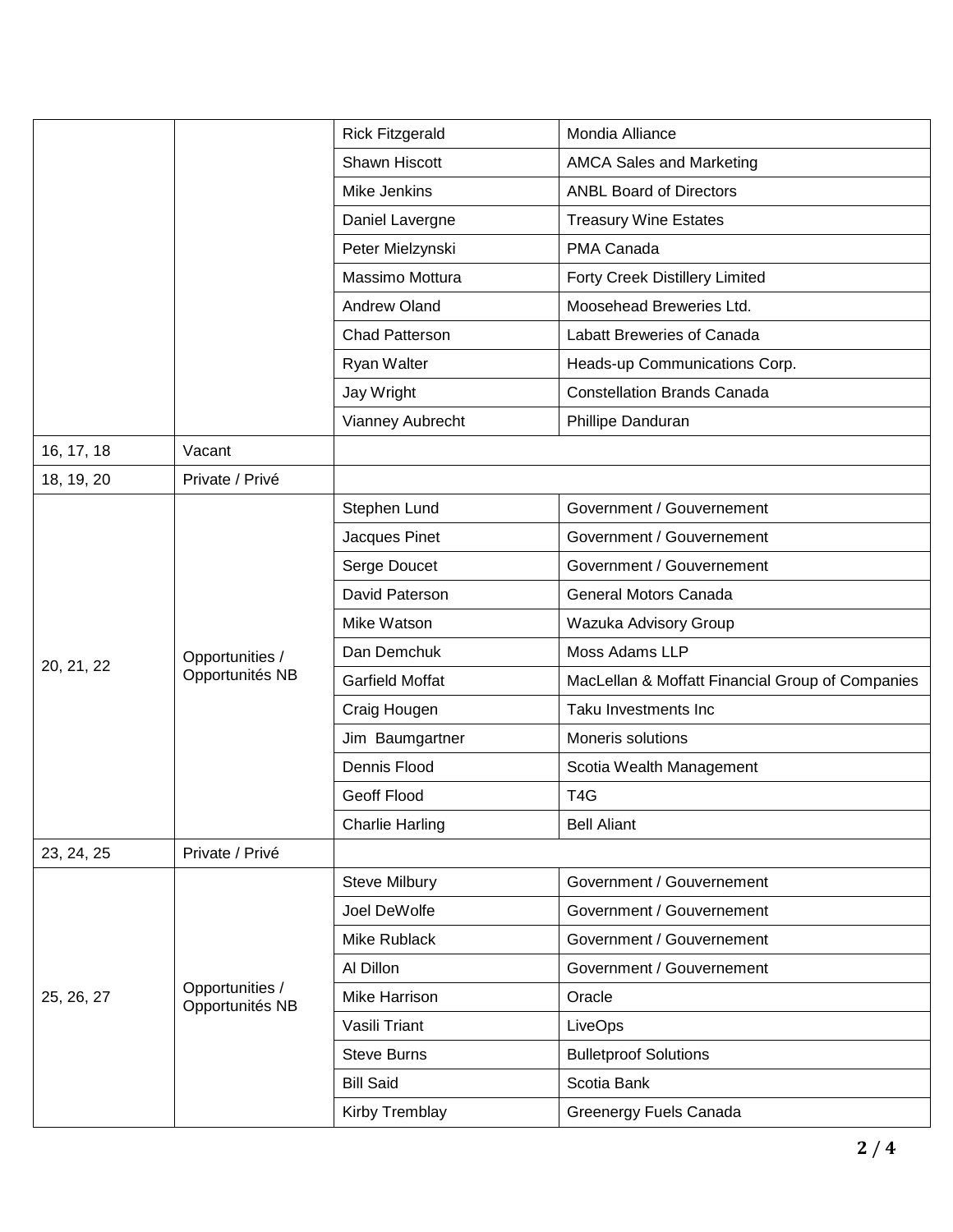| | | | |
|---|---|---|---|
| | | Rick Fitzgerald | Mondia Alliance |
| | | Shawn Hiscott | AMCA Sales and Marketing |
| | | Mike Jenkins | ANBL Board of Directors |
| | | Daniel Lavergne | Treasury Wine Estates |
| | | Peter Mielzynski | PMA Canada |
| | | Massimo Mottura | Forty Creek Distillery Limited |
| | | Andrew Oland | Moosehead Breweries Ltd. |
| | | Chad Patterson | Labatt Breweries of Canada |
| | | Ryan Walter | Heads-up Communications Corp. |
| | | Jay Wright | Constellation Brands Canada |
| | | Vianney Aubrecht | Phillipe Danduran |
| 16, 17, 18 | Vacant | | |
| 18, 19, 20 | Private / Privé | | |
| 20, 21, 22 | Opportunities / Opportunités NB | Stephen Lund | Government / Gouvernement |
| | | Jacques Pinet | Government / Gouvernement |
| | | Serge Doucet | Government / Gouvernement |
| | | David Paterson | General Motors Canada |
| | | Mike Watson | Wazuka Advisory Group |
| | | Dan Demchuk | Moss Adams LLP |
| | | Garfield Moffat | MacLellan & Moffatt Financial Group of Companies |
| | | Craig Hougen | Taku Investments Inc |
| | | Jim Baumgartner | Moneris solutions |
| | | Dennis Flood | Scotia Wealth Management |
| | | Geoff Flood | T4G |
| | | Charlie Harling | Bell Aliant |
| 23, 24, 25 | Private / Privé | | |
| 25, 26, 27 | Opportunities / Opportunités NB | Steve Milbury | Government / Gouvernement |
| | | Joel DeWolfe | Government / Gouvernement |
| | | Mike Rublack | Government / Gouvernement |
| | | Al Dillon | Government / Gouvernement |
| | | Mike Harrison | Oracle |
| | | Vasili Triant | LiveOps |
| | | Steve Burns | Bulletproof Solutions |
| | | Bill Said | Scotia Bank |
| | | Kirby Tremblay | Greenergy Fuels Canada |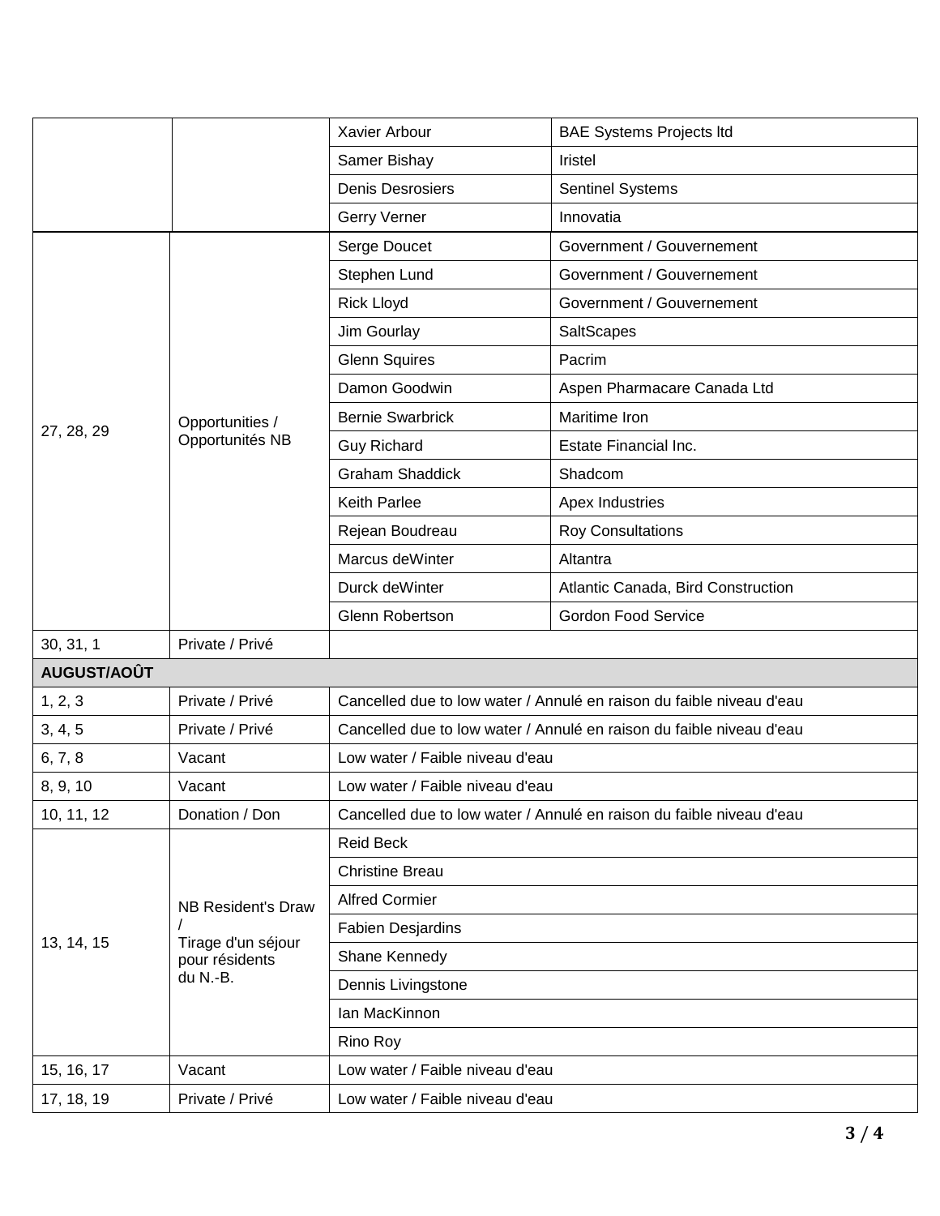| | | | |
|---|---|---|---|
| | | Xavier Arbour | BAE Systems Projects ltd |
| | | Samer Bishay | Iristel |
| | | Denis Desrosiers | Sentinel Systems |
| | | Gerry Verner | Innovatia |
| 27, 28, 29 | Opportunities / Opportunités NB | Serge Doucet | Government / Gouvernement |
| | | Stephen Lund | Government / Gouvernement |
| | | Rick Lloyd | Government / Gouvernement |
| | | Jim Gourlay | SaltScapes |
| | | Glenn Squires | Pacrim |
| | | Damon Goodwin | Aspen Pharmacare Canada Ltd |
| | | Bernie Swarbrick | Maritime Iron |
| | | Guy Richard | Estate Financial Inc. |
| | | Graham Shaddick | Shadcom |
| | | Keith Parlee | Apex Industries |
| | | Rejean Boudreau | Roy Consultations |
| | | Marcus deWinter | Altantra |
| | | Durck deWinter | Atlantic Canada, Bird Construction |
| | | Glenn Robertson | Gordon Food Service |
| 30, 31, 1 | Private / Privé | | |
| **AUGUST/AOÛT** | | | |
| 1, 2, 3 | Private / Privé | Cancelled due to low water / Annulé en raison du faible niveau d'eau | |
| 3, 4, 5 | Private / Privé | Cancelled due to low water / Annulé en raison du faible niveau d'eau | |
| 6, 7, 8 | Vacant | Low water / Faible niveau d'eau | |
| 8, 9, 10 | Vacant | Low water / Faible niveau d'eau | |
| 10, 11, 12 | Donation / Don | Cancelled due to low water / Annulé en raison du faible niveau d'eau | |
| 13, 14, 15 | NB Resident's Draw / Tirage d'un séjour pour résidents du N.-B. | Reid Beck | |
| | | Christine Breau | |
| | | Alfred Cormier | |
| | | Fabien Desjardins | |
| | | Shane Kennedy | |
| | | Dennis Livingstone | |
| | | Ian MacKinnon | |
| | | Rino Roy | |
| 15, 16, 17 | Vacant | Low water / Faible niveau d'eau | |
| 17, 18, 19 | Private / Privé | Low water / Faible niveau d'eau | |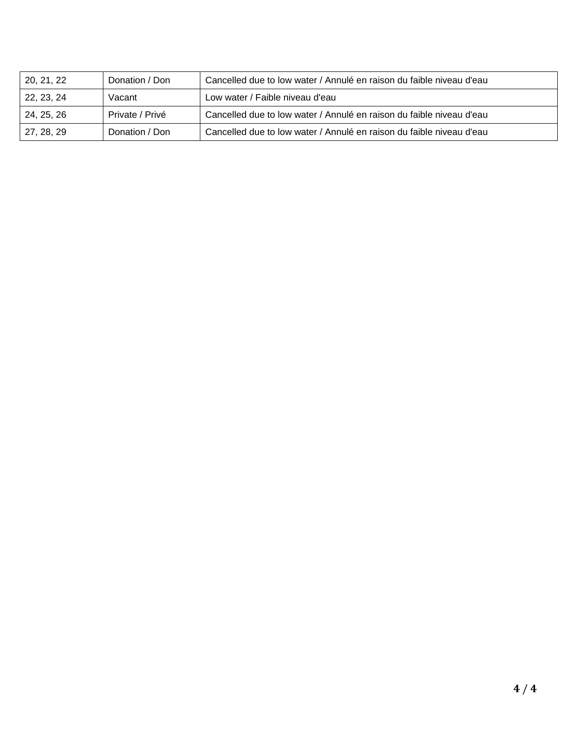| | | |
|---|---|---|
| 20, 21, 22 | Donation / Don | Cancelled due to low water / Annulé en raison du faible niveau d'eau |
| 22, 23, 24 | Vacant | Low water / Faible niveau d'eau |
| 24, 25, 26 | Private / Privé | Cancelled due to low water / Annulé en raison du faible niveau d'eau |
| 27, 28, 29 | Donation / Don | Cancelled due to low water / Annulé en raison du faible niveau d'eau |